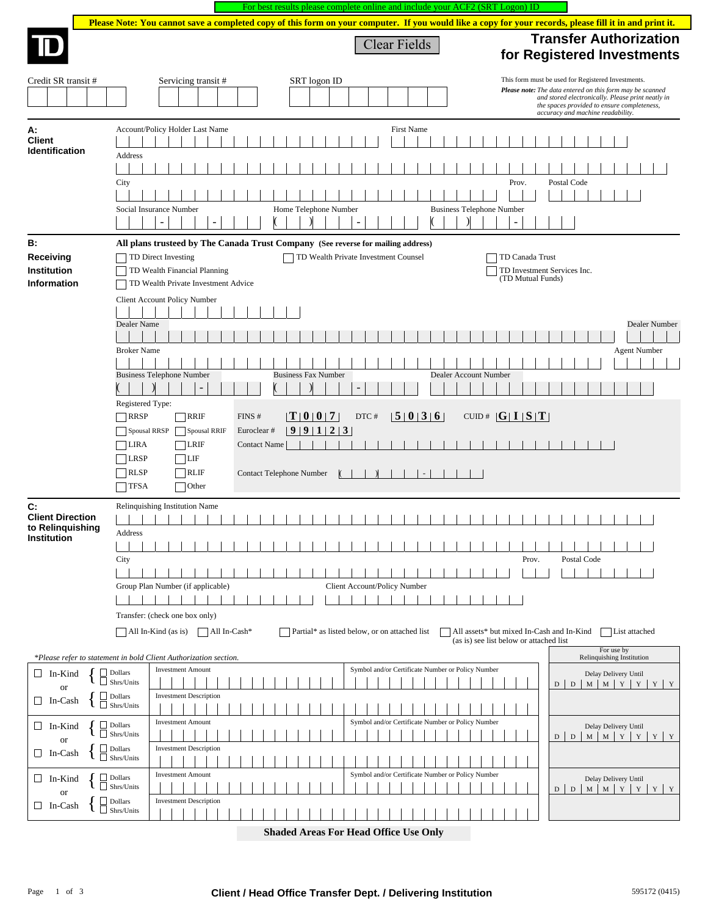For best results please complete online and include your ACF2 (SRT Logon) ID

**Please Note: You cannot save a completed copy of this form on your computer. If you would like a copy for your records, please fill it in and print it.**

Clear Fields

# Transfer Authorization for Registered Investments

Credit SR transit #

Servicing transit #

SRT logon ID

This form must be used for Registered Investments.

***Please note:*** *The data entered on this form may be scanned and stored electronically. Please print neatly in the spaces provided to ensure completeness, accuracy and machine readability.*

## A: Client Identification

Account/Policy Holder Last Name

First Name

Address

City

Prov.

Postal Code

Social Insurance Number

Home Telephone Number

Business Telephone Number

## B: Receiving Institution Information

**All plans trusteed by The Canada Trust Company (See reverse for mailing address)**

- ☐ TD Direct Investing
- ☐ TD Wealth Financial Planning
- ☐ TD Wealth Private Investment Advice
- ☐ TD Wealth Private Investment Counsel
- ☐ TD Canada Trust
- ☐ TD Investment Services Inc. (TD Mutual Funds)

Client Account Policy Number

Dealer Name

Dealer Number

Broker Name

Agent Number

Business Telephone Number

Business Fax Number

Dealer Account Number

Registered Type:

- ☐ RRSP
- ☐ RRIF
- ☐ Spousal RRSP
- ☐ Spousal RRIF
- ☐ LIRA
- ☐ LRIF
- ☐ LRSP
- ☐ LIF
- ☐ RLSP
- ☐ RLIF
- ☐ TFSA
- ☐ Other

FINS # **T007**

DTC # **5036**

CUID # **GIST**

Euroclear # **99123**

Contact Name

Contact Telephone Number

## C: Client Direction to Relinquishing Institution

Relinquishing Institution Name

Address

City

Prov.

Postal Code

Group Plan Number (if applicable)

Client Account/Policy Number

Transfer: (check one box only)

- ☐ All In-Kind (as is)
- ☐ All In-Cash*
- ☐ Partial* as listed below, or on attached list
- ☐ All assets* but mixed In-Cash and In-Kind (as is) see list below or attached list
- ☐ List attached

*Please refer to statement in bold Client Authorization section.*

| | | | For use by Relinquishing Institution |
|---|---|---|---|
| ☐ In-Kind { ☐ Dollars ☐ Shrs/Units | Investment Amount | Symbol and/or Certificate Number or Policy Number | Delay Delivery Until D D M M Y Y Y Y |
| or ☐ In-Cash { ☐ Dollars ☐ Shrs/Units | Investment Description | | |
| ☐ In-Kind { ☐ Dollars ☐ Shrs/Units | Investment Amount | Symbol and/or Certificate Number or Policy Number | Delay Delivery Until D D M M Y Y Y Y |
| or ☐ In-Cash { ☐ Dollars ☐ Shrs/Units | Investment Description | | |
| ☐ In-Kind { ☐ Dollars ☐ Shrs/Units | Investment Amount | Symbol and/or Certificate Number or Policy Number | Delay Delivery Until D D M M Y Y Y Y |
| or ☐ In-Cash { ☐ Dollars ☐ Shrs/Units | Investment Description | | |

**Shaded Areas For Head Office Use Only**

**Client / Head Office Transfer Dept. / Delivering Institution**

595172 (0415)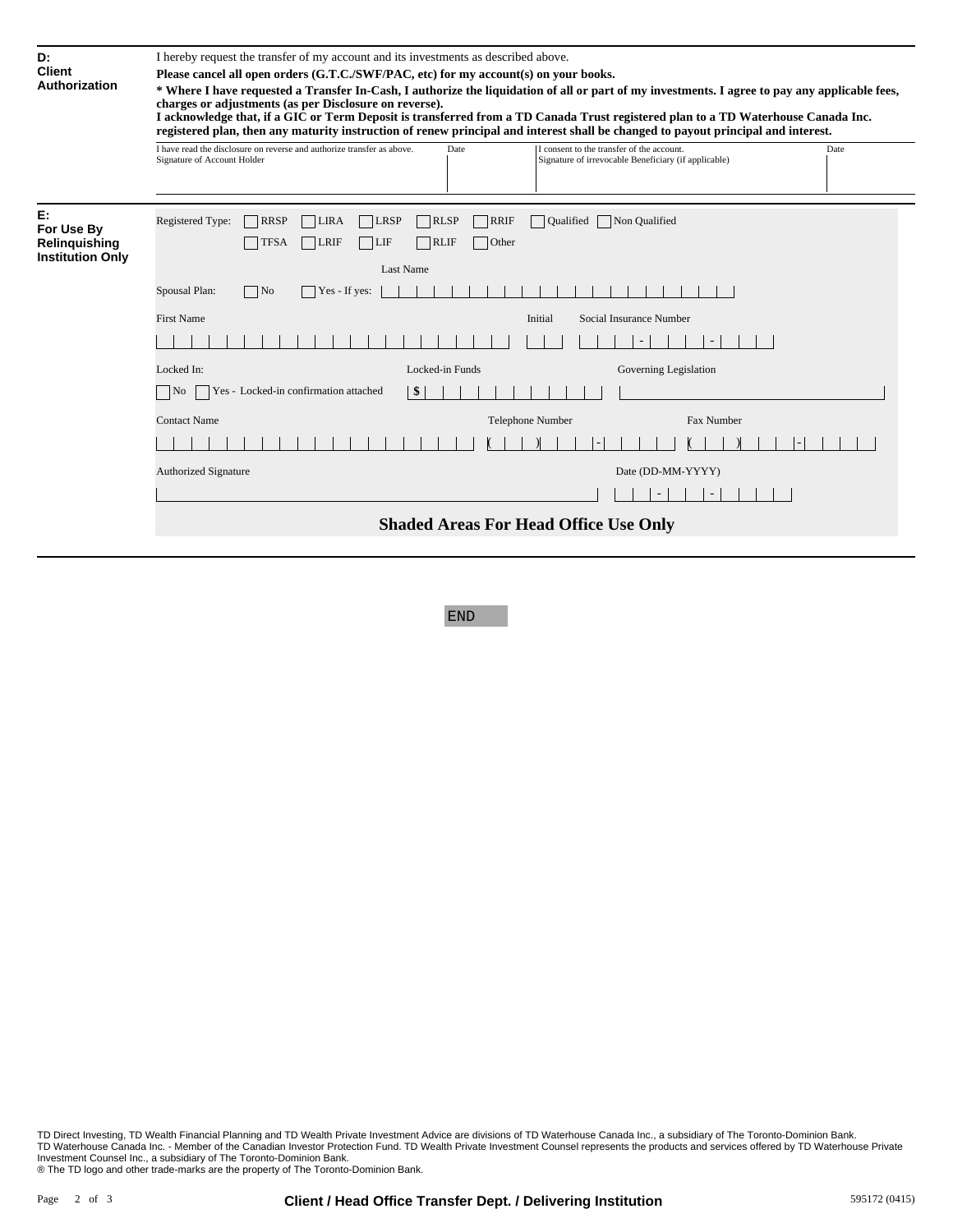## D: Client Authorization

I hereby request the transfer of my account and its investments as described above.

**Please cancel all open orders (G.T.C./SWF/PAC, etc) for my account(s) on your books.**

**\* Where I have requested a Transfer In-Cash, I authorize the liquidation of all or part of my investments. I agree to pay any applicable fees, charges or adjustments (as per Disclosure on reverse).**

**I acknowledge that, if a GIC or Term Deposit is transferred from a TD Canada Trust registered plan to a TD Waterhouse Canada Inc. registered plan, then any maturity instruction of renew principal and interest shall be changed to payout principal and interest.**

| I have read the disclosure on reverse and authorize transfer as above. Signature of Account Holder | Date | I consent to the transfer of the account. Signature of irrevocable Beneficiary (if applicable) | Date |
|---|---|---|---|
| | | | |

## E: For Use By Relinquishing Institution Only

Registered Type: ☐ RRSP ☐ LIRA ☐ LRSP ☐ RLSP ☐ RRIF ☐ Qualified ☐ Non Qualified
☐ TFSA ☐ LRIF ☐ LIF ☐ RLIF ☐ Other

Spousal Plan: ☐ No ☐ Yes - If yes: Last Name ____________________

First Name ____________________ Initial ____ Social Insurance Number ___-___-___

Locked In: ☐ No ☐ Yes - Locked-in confirmation attached

Locked-in Funds $ ____________ Governing Legislation ____________________

Contact Name ____________________ Telephone Number ( ) ___-____ Fax Number ( ) ___-____

Authorized Signature ____________________ Date (DD-MM-YYYY) __-__-____

**Shaded Areas For Head Office Use Only**

END

TD Direct Investing, TD Wealth Financial Planning and TD Wealth Private Investment Advice are divisions of TD Waterhouse Canada Inc., a subsidiary of The Toronto-Dominion Bank.
TD Waterhouse Canada Inc. - Member of the Canadian Investor Protection Fund. TD Wealth Private Investment Counsel represents the products and services offered by TD Waterhouse Private Investment Counsel Inc., a subsidiary of The Toronto-Dominion Bank.
® The TD logo and other trade-marks are the property of The Toronto-Dominion Bank.

**Client / Head Office Transfer Dept. / Delivering Institution**

595172 (0415)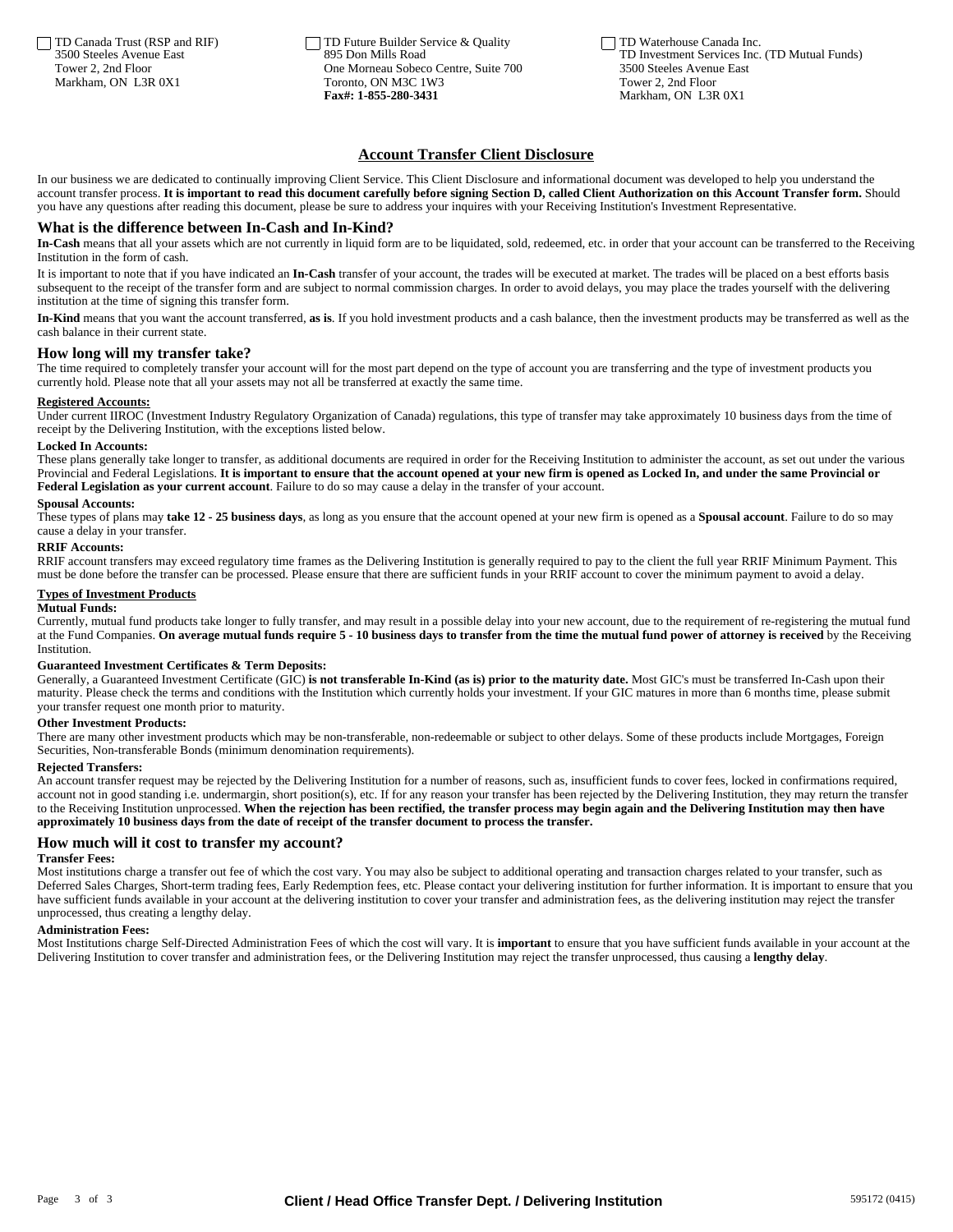- [ ] TD Canada Trust (RSP and RIF)
  3500 Steeles Avenue East
  Tower 2, 2nd Floor
  Markham, ON L3R 0X1

- [ ] TD Future Builder Service & Quality
  895 Don Mills Road
  One Morneau Sobeco Centre, Suite 700
  Toronto, ON M3C 1W3
  **Fax#: 1-855-280-3431**

- [ ] TD Waterhouse Canada Inc.
  TD Investment Services Inc. (TD Mutual Funds)
  3500 Steeles Avenue East
  Tower 2, 2nd Floor
  Markham, ON L3R 0X1

# Account Transfer Client Disclosure

In our business we are dedicated to continually improving Client Service. This Client Disclosure and informational document was developed to help you understand the account transfer process. **It is important to read this document carefully before signing Section D, called Client Authorization on this Account Transfer form.** Should you have any questions after reading this document, please be sure to address your inquires with your Receiving Institution's Investment Representative.

## What is the difference between In-Cash and In-Kind?

**In-Cash** means that all your assets which are not currently in liquid form are to be liquidated, sold, redeemed, etc. in order that your account can be transferred to the Receiving Institution in the form of cash.

It is important to note that if you have indicated an **In-Cash** transfer of your account, the trades will be executed at market. The trades will be placed on a best efforts basis subsequent to the receipt of the transfer form and are subject to normal commission charges. In order to avoid delays, you may place the trades yourself with the delivering institution at the time of signing this transfer form.

**In-Kind** means that you want the account transferred, **as is**. If you hold investment products and a cash balance, then the investment products may be transferred as well as the cash balance in their current state.

## How long will my transfer take?

The time required to completely transfer your account will for the most part depend on the type of account you are transferring and the type of investment products you currently hold. Please note that all your assets may not all be transferred at exactly the same time.

### Registered Accounts:

Under current IIROC (Investment Industry Regulatory Organization of Canada) regulations, this type of transfer may take approximately 10 business days from the time of receipt by the Delivering Institution, with the exceptions listed below.

**Locked In Accounts:**
These plans generally take longer to transfer, as additional documents are required in order for the Receiving Institution to administer the account, as set out under the various Provincial and Federal Legislations. **It is important to ensure that the account opened at your new firm is opened as Locked In, and under the same Provincial or Federal Legislation as your current account**. Failure to do so may cause a delay in the transfer of your account.

**Spousal Accounts:**
These types of plans may **take 12 - 25 business days**, as long as you ensure that the account opened at your new firm is opened as a **Spousal account**. Failure to do so may cause a delay in your transfer.

**RRIF Accounts:**
RRIF account transfers may exceed regulatory time frames as the Delivering Institution is generally required to pay to the client the full year RRIF Minimum Payment. This must be done before the transfer can be processed. Please ensure that there are sufficient funds in your RRIF account to cover the minimum payment to avoid a delay.

### Types of Investment Products

**Mutual Funds:**
Currently, mutual fund products take longer to fully transfer, and may result in a possible delay into your new account, due to the requirement of re-registering the mutual fund at the Fund Companies. **On average mutual funds require 5 - 10 business days to transfer from the time the mutual fund power of attorney is received** by the Receiving Institution.

**Guaranteed Investment Certificates & Term Deposits:**
Generally, a Guaranteed Investment Certificate (GIC) **is not transferable In-Kind (as is) prior to the maturity date.** Most GIC's must be transferred In-Cash upon their maturity. Please check the terms and conditions with the Institution which currently holds your investment. If your GIC matures in more than 6 months time, please submit your transfer request one month prior to maturity.

**Other Investment Products:**
There are many other investment products which may be non-transferable, non-redeemable or subject to other delays. Some of these products include Mortgages, Foreign Securities, Non-transferable Bonds (minimum denomination requirements).

**Rejected Transfers:**
An account transfer request may be rejected by the Delivering Institution for a number of reasons, such as, insufficient funds to cover fees, locked in confirmations required, account not in good standing i.e. undermargin, short position(s), etc. If for any reason your transfer has been rejected by the Delivering Institution, they may return the transfer to the Receiving Institution unprocessed. **When the rejection has been rectified, the transfer process may begin again and the Delivering Institution may then have approximately 10 business days from the date of receipt of the transfer document to process the transfer.**

## How much will it cost to transfer my account?

**Transfer Fees:**
Most institutions charge a transfer out fee of which the cost vary. You may also be subject to additional operating and transaction charges related to your transfer, such as Deferred Sales Charges, Short-term trading fees, Early Redemption fees, etc. Please contact your delivering institution for further information. It is important to ensure that you have sufficient funds available in your account at the delivering institution to cover your transfer and administration fees, as the delivering institution may reject the transfer unprocessed, thus creating a lengthy delay.

**Administration Fees:**
Most Institutions charge Self-Directed Administration Fees of which the cost will vary. It is **important** to ensure that you have sufficient funds available in your account at the Delivering Institution to cover transfer and administration fees, or the Delivering Institution may reject the transfer unprocessed, thus causing a **lengthy delay**.

**Client / Head Office Transfer Dept. / Delivering Institution**

595172 (0415)